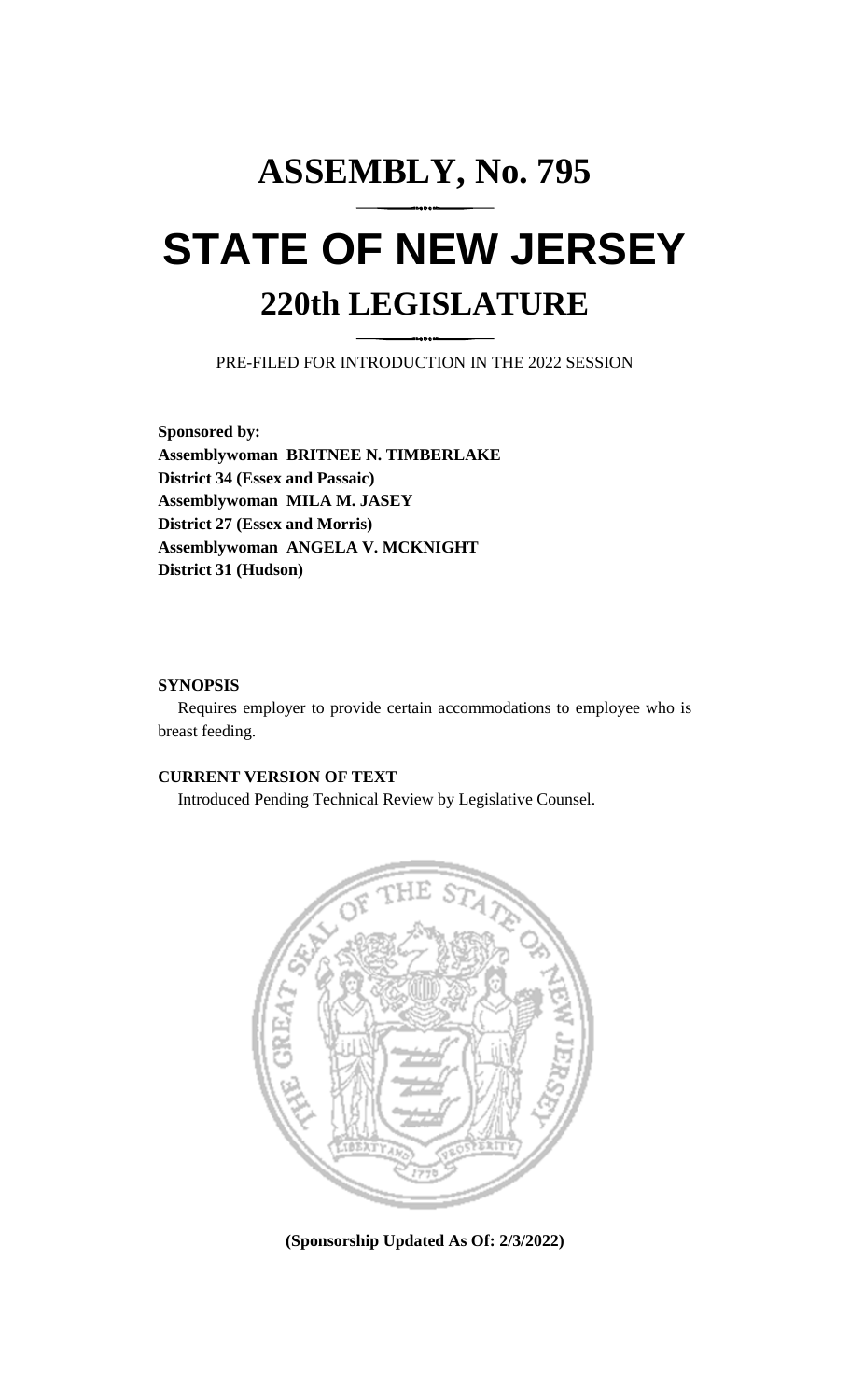# ASSEMBLY, No. 795

# STATE OF NEW JERSEY

## 220th LEGISLATURE

PRE-FILED FOR INTRODUCTION IN THE 2022 SESSION

**Sponsored by:**
**Assemblywoman BRITNEE N. TIMBERLAKE**
**District 34 (Essex and Passaic)**
**Assemblywoman MILA M. JASEY**
**District 27 (Essex and Morris)**
**Assemblywoman ANGELA V. MCKNIGHT**
**District 31 (Hudson)**

**SYNOPSIS**

Requires employer to provide certain accommodations to employee who is breast feeding.

**CURRENT VERSION OF TEXT**

Introduced Pending Technical Review by Legislative Counsel.

**(Sponsorship Updated As Of: 2/3/2022)**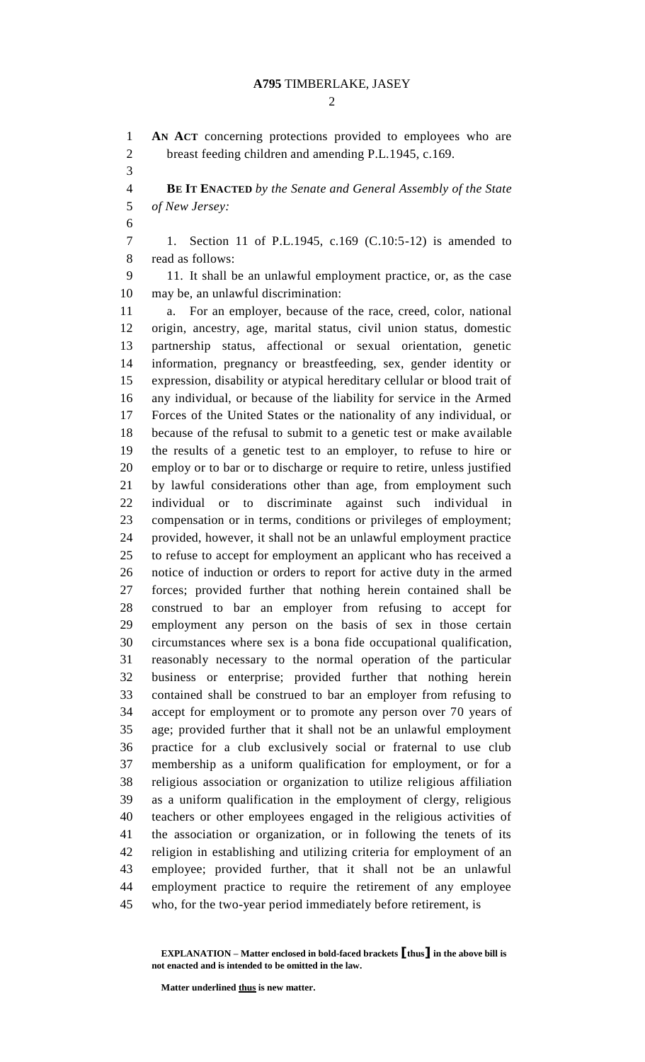**AN ACT** concerning protections provided to employees who are breast feeding children and amending P.L.1945, c.169.

**BE IT ENACTED** *by the Senate and General Assembly of the State of New Jersey:*

1. Section 11 of P.L.1945, c.169 (C.10:5-12) is amended to read as follows:

11. It shall be an unlawful employment practice, or, as the case may be, an unlawful discrimination:

a. For an employer, because of the race, creed, color, national origin, ancestry, age, marital status, civil union status, domestic partnership status, affectional or sexual orientation, genetic information, pregnancy or breastfeeding, sex, gender identity or expression, disability or atypical hereditary cellular or blood trait of any individual, or because of the liability for service in the Armed Forces of the United States or the nationality of any individual, or because of the refusal to submit to a genetic test or make available the results of a genetic test to an employer, to refuse to hire or employ or to bar or to discharge or require to retire, unless justified by lawful considerations other than age, from employment such individual or to discriminate against such individual in compensation or in terms, conditions or privileges of employment; provided, however, it shall not be an unlawful employment practice to refuse to accept for employment an applicant who has received a notice of induction or orders to report for active duty in the armed forces; provided further that nothing herein contained shall be construed to bar an employer from refusing to accept for employment any person on the basis of sex in those certain circumstances where sex is a bona fide occupational qualification, reasonably necessary to the normal operation of the particular business or enterprise; provided further that nothing herein contained shall be construed to bar an employer from refusing to accept for employment or to promote any person over 70 years of age; provided further that it shall not be an unlawful employment practice for a club exclusively social or fraternal to use club membership as a uniform qualification for employment, or for a religious association or organization to utilize religious affiliation as a uniform qualification in the employment of clergy, religious teachers or other employees engaged in the religious activities of the association or organization, or in following the tenets of its religion in establishing and utilizing criteria for employment of an employee; provided further, that it shall not be an unlawful employment practice to require the retirement of any employee who, for the two-year period immediately before retirement, is

**EXPLANATION – Matter enclosed in bold-faced brackets [thus] in the above bill is not enacted and is intended to be omitted in the law.**

**Matter underlined thus is new matter.**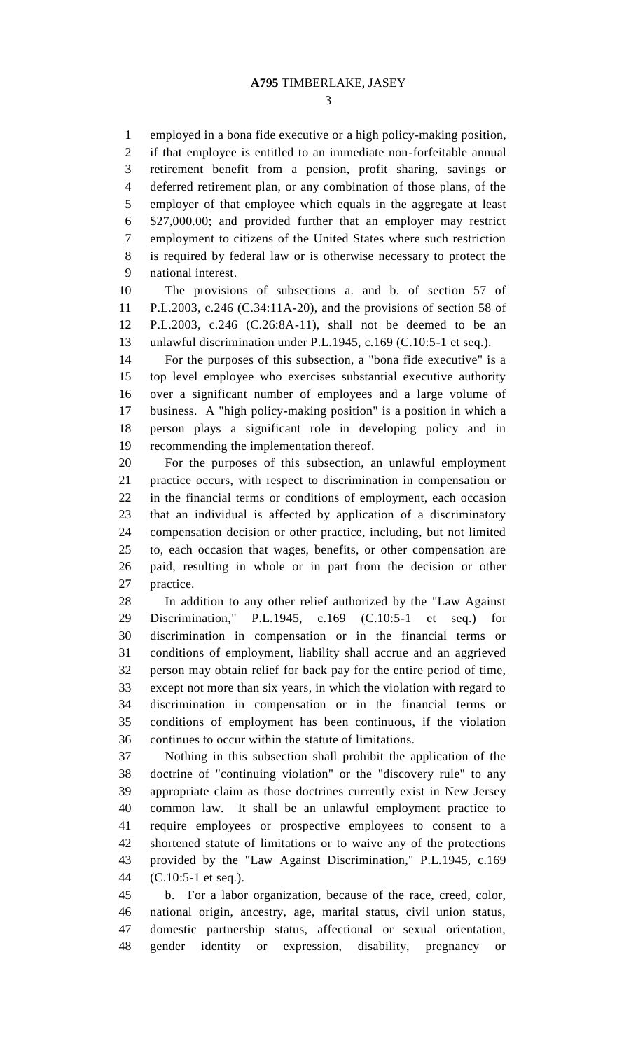employed in a bona fide executive or a high policy-making position, if that employee is entitled to an immediate non-forfeitable annual retirement benefit from a pension, profit sharing, savings or deferred retirement plan, or any combination of those plans, of the employer of that employee which equals in the aggregate at least $27,000.00; and provided further that an employer may restrict employment to citizens of the United States where such restriction is required by federal law or is otherwise necessary to protect the national interest.

The provisions of subsections a. and b. of section 57 of P.L.2003, c.246 (C.34:11A-20), and the provisions of section 58 of P.L.2003, c.246 (C.26:8A-11), shall not be deemed to be an unlawful discrimination under P.L.1945, c.169 (C.10:5-1 et seq.).

For the purposes of this subsection, a "bona fide executive" is a top level employee who exercises substantial executive authority over a significant number of employees and a large volume of business. A "high policy-making position" is a position in which a person plays a significant role in developing policy and in recommending the implementation thereof.

For the purposes of this subsection, an unlawful employment practice occurs, with respect to discrimination in compensation or in the financial terms or conditions of employment, each occasion that an individual is affected by application of a discriminatory compensation decision or other practice, including, but not limited to, each occasion that wages, benefits, or other compensation are paid, resulting in whole or in part from the decision or other practice.

In addition to any other relief authorized by the "Law Against Discrimination," P.L.1945, c.169 (C.10:5-1 et seq.) for discrimination in compensation or in the financial terms or conditions of employment, liability shall accrue and an aggrieved person may obtain relief for back pay for the entire period of time, except not more than six years, in which the violation with regard to discrimination in compensation or in the financial terms or conditions of employment has been continuous, if the violation continues to occur within the statute of limitations.

Nothing in this subsection shall prohibit the application of the doctrine of "continuing violation" or the "discovery rule" to any appropriate claim as those doctrines currently exist in New Jersey common law. It shall be an unlawful employment practice to require employees or prospective employees to consent to a shortened statute of limitations or to waive any of the protections provided by the "Law Against Discrimination," P.L.1945, c.169 (C.10:5-1 et seq.).

b. For a labor organization, because of the race, creed, color, national origin, ancestry, age, marital status, civil union status, domestic partnership status, affectional or sexual orientation, gender identity or expression, disability, pregnancy or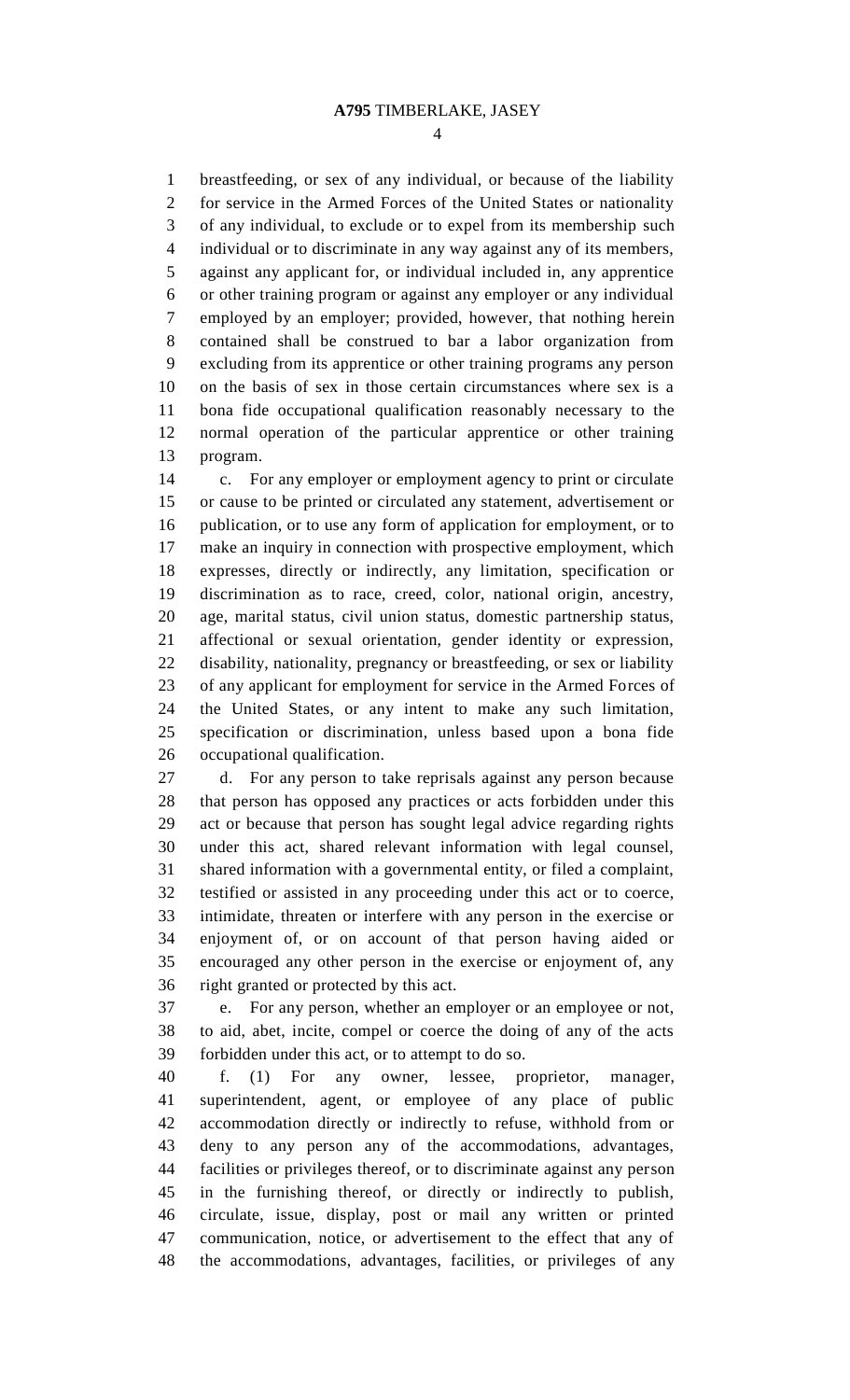breastfeeding, or sex of any individual, or because of the liability for service in the Armed Forces of the United States or nationality of any individual, to exclude or to expel from its membership such individual or to discriminate in any way against any of its members, against any applicant for, or individual included in, any apprentice or other training program or against any employer or any individual employed by an employer; provided, however, that nothing herein contained shall be construed to bar a labor organization from excluding from its apprentice or other training programs any person on the basis of sex in those certain circumstances where sex is a bona fide occupational qualification reasonably necessary to the normal operation of the particular apprentice or other training program.

c. For any employer or employment agency to print or circulate or cause to be printed or circulated any statement, advertisement or publication, or to use any form of application for employment, or to make an inquiry in connection with prospective employment, which expresses, directly or indirectly, any limitation, specification or discrimination as to race, creed, color, national origin, ancestry, age, marital status, civil union status, domestic partnership status, affectional or sexual orientation, gender identity or expression, disability, nationality, pregnancy or breastfeeding, or sex or liability of any applicant for employment for service in the Armed Forces of the United States, or any intent to make any such limitation, specification or discrimination, unless based upon a bona fide occupational qualification.

d. For any person to take reprisals against any person because that person has opposed any practices or acts forbidden under this act or because that person has sought legal advice regarding rights under this act, shared relevant information with legal counsel, shared information with a governmental entity, or filed a complaint, testified or assisted in any proceeding under this act or to coerce, intimidate, threaten or interfere with any person in the exercise or enjoyment of, or on account of that person having aided or encouraged any other person in the exercise or enjoyment of, any right granted or protected by this act.

e. For any person, whether an employer or an employee or not, to aid, abet, incite, compel or coerce the doing of any of the acts forbidden under this act, or to attempt to do so.

f. (1) For any owner, lessee, proprietor, manager, superintendent, agent, or employee of any place of public accommodation directly or indirectly to refuse, withhold from or deny to any person any of the accommodations, advantages, facilities or privileges thereof, or to discriminate against any person in the furnishing thereof, or directly or indirectly to publish, circulate, issue, display, post or mail any written or printed communication, notice, or advertisement to the effect that any of the accommodations, advantages, facilities, or privileges of any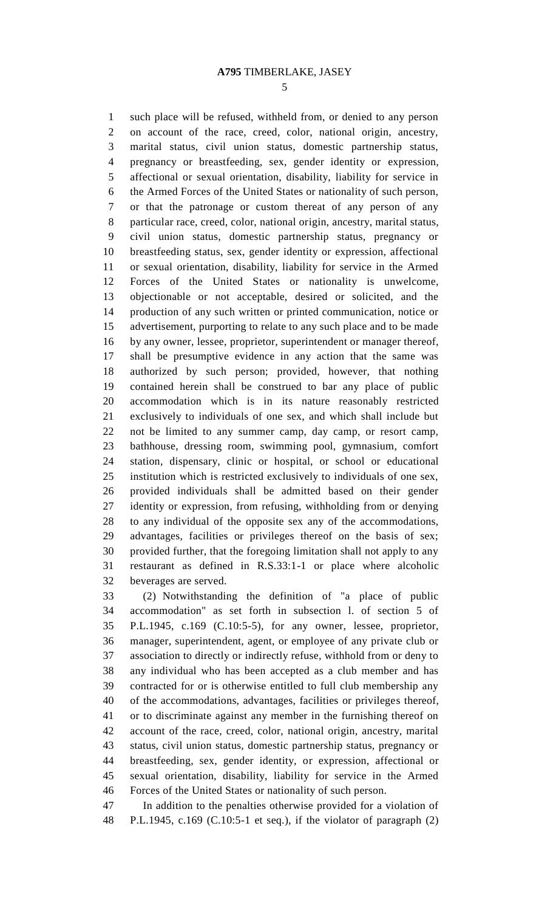such place will be refused, withheld from, or denied to any person on account of the race, creed, color, national origin, ancestry, marital status, civil union status, domestic partnership status, pregnancy or breastfeeding, sex, gender identity or expression, affectional or sexual orientation, disability, liability for service in the Armed Forces of the United States or nationality of such person, or that the patronage or custom thereat of any person of any particular race, creed, color, national origin, ancestry, marital status, civil union status, domestic partnership status, pregnancy or breastfeeding status, sex, gender identity or expression, affectional or sexual orientation, disability, liability for service in the Armed Forces of the United States or nationality is unwelcome, objectionable or not acceptable, desired or solicited, and the production of any such written or printed communication, notice or advertisement, purporting to relate to any such place and to be made by any owner, lessee, proprietor, superintendent or manager thereof, shall be presumptive evidence in any action that the same was authorized by such person; provided, however, that nothing contained herein shall be construed to bar any place of public accommodation which is in its nature reasonably restricted exclusively to individuals of one sex, and which shall include but not be limited to any summer camp, day camp, or resort camp, bathhouse, dressing room, swimming pool, gymnasium, comfort station, dispensary, clinic or hospital, or school or educational institution which is restricted exclusively to individuals of one sex, provided individuals shall be admitted based on their gender identity or expression, from refusing, withholding from or denying to any individual of the opposite sex any of the accommodations, advantages, facilities or privileges thereof on the basis of sex; provided further, that the foregoing limitation shall not apply to any restaurant as defined in R.S.33:1-1 or place where alcoholic beverages are served.

(2) Notwithstanding the definition of "a place of public accommodation" as set forth in subsection l. of section 5 of P.L.1945, c.169 (C.10:5-5), for any owner, lessee, proprietor, manager, superintendent, agent, or employee of any private club or association to directly or indirectly refuse, withhold from or deny to any individual who has been accepted as a club member and has contracted for or is otherwise entitled to full club membership any of the accommodations, advantages, facilities or privileges thereof, or to discriminate against any member in the furnishing thereof on account of the race, creed, color, national origin, ancestry, marital status, civil union status, domestic partnership status, pregnancy or breastfeeding, sex, gender identity, or expression, affectional or sexual orientation, disability, liability for service in the Armed Forces of the United States or nationality of such person.

In addition to the penalties otherwise provided for a violation of P.L.1945, c.169 (C.10:5-1 et seq.), if the violator of paragraph (2)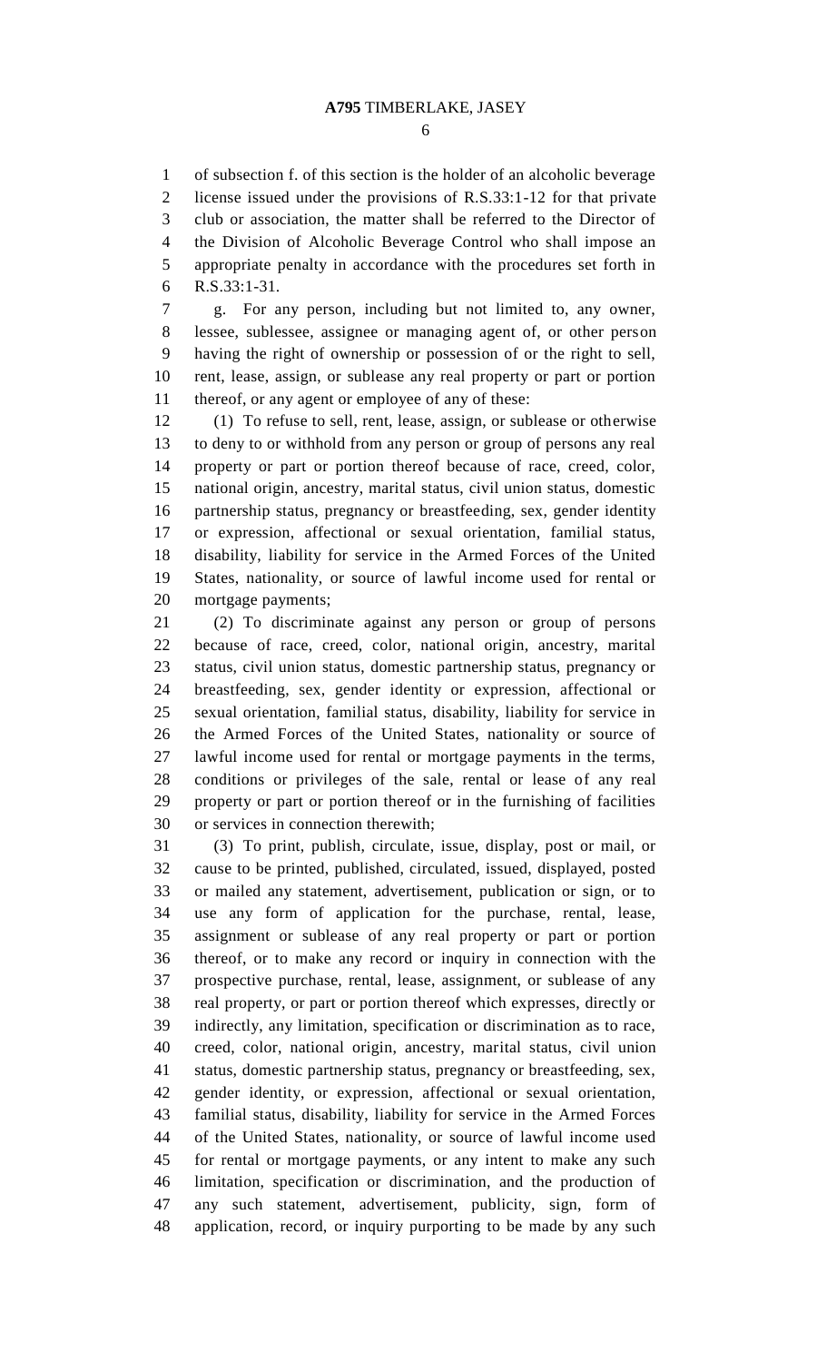of subsection f. of this section is the holder of an alcoholic beverage license issued under the provisions of R.S.33:1-12 for that private club or association, the matter shall be referred to the Director of the Division of Alcoholic Beverage Control who shall impose an appropriate penalty in accordance with the procedures set forth in R.S.33:1-31.

g. For any person, including but not limited to, any owner, lessee, sublessee, assignee or managing agent of, or other person having the right of ownership or possession of or the right to sell, rent, lease, assign, or sublease any real property or part or portion thereof, or any agent or employee of any of these:

(1) To refuse to sell, rent, lease, assign, or sublease or otherwise to deny to or withhold from any person or group of persons any real property or part or portion thereof because of race, creed, color, national origin, ancestry, marital status, civil union status, domestic partnership status, pregnancy or breastfeeding, sex, gender identity or expression, affectional or sexual orientation, familial status, disability, liability for service in the Armed Forces of the United States, nationality, or source of lawful income used for rental or mortgage payments;

(2) To discriminate against any person or group of persons because of race, creed, color, national origin, ancestry, marital status, civil union status, domestic partnership status, pregnancy or breastfeeding, sex, gender identity or expression, affectional or sexual orientation, familial status, disability, liability for service in the Armed Forces of the United States, nationality or source of lawful income used for rental or mortgage payments in the terms, conditions or privileges of the sale, rental or lease of any real property or part or portion thereof or in the furnishing of facilities or services in connection therewith;

(3) To print, publish, circulate, issue, display, post or mail, or cause to be printed, published, circulated, issued, displayed, posted or mailed any statement, advertisement, publication or sign, or to use any form of application for the purchase, rental, lease, assignment or sublease of any real property or part or portion thereof, or to make any record or inquiry in connection with the prospective purchase, rental, lease, assignment, or sublease of any real property, or part or portion thereof which expresses, directly or indirectly, any limitation, specification or discrimination as to race, creed, color, national origin, ancestry, marital status, civil union status, domestic partnership status, pregnancy or breastfeeding, sex, gender identity, or expression, affectional or sexual orientation, familial status, disability, liability for service in the Armed Forces of the United States, nationality, or source of lawful income used for rental or mortgage payments, or any intent to make any such limitation, specification or discrimination, and the production of any such statement, advertisement, publicity, sign, form of application, record, or inquiry purporting to be made by any such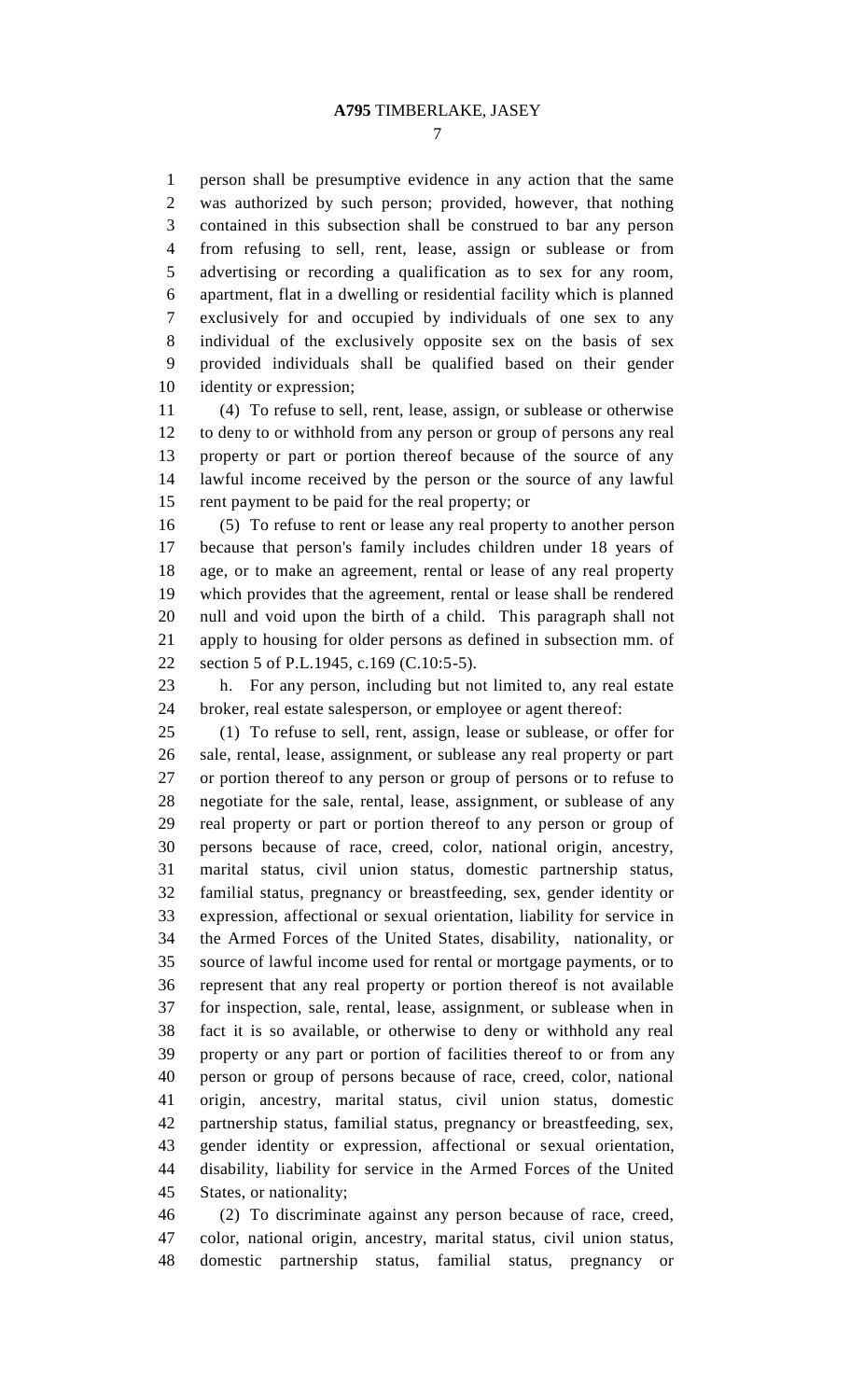person shall be presumptive evidence in any action that the same was authorized by such person; provided, however, that nothing contained in this subsection shall be construed to bar any person from refusing to sell, rent, lease, assign or sublease or from advertising or recording a qualification as to sex for any room, apartment, flat in a dwelling or residential facility which is planned exclusively for and occupied by individuals of one sex to any individual of the exclusively opposite sex on the basis of sex provided individuals shall be qualified based on their gender identity or expression;

(4) To refuse to sell, rent, lease, assign, or sublease or otherwise to deny to or withhold from any person or group of persons any real property or part or portion thereof because of the source of any lawful income received by the person or the source of any lawful rent payment to be paid for the real property; or

(5) To refuse to rent or lease any real property to another person because that person's family includes children under 18 years of age, or to make an agreement, rental or lease of any real property which provides that the agreement, rental or lease shall be rendered null and void upon the birth of a child. This paragraph shall not apply to housing for older persons as defined in subsection mm. of section 5 of P.L.1945, c.169 (C.10:5-5).

h. For any person, including but not limited to, any real estate broker, real estate salesperson, or employee or agent thereof:

(1) To refuse to sell, rent, assign, lease or sublease, or offer for sale, rental, lease, assignment, or sublease any real property or part or portion thereof to any person or group of persons or to refuse to negotiate for the sale, rental, lease, assignment, or sublease of any real property or part or portion thereof to any person or group of persons because of race, creed, color, national origin, ancestry, marital status, civil union status, domestic partnership status, familial status, pregnancy or breastfeeding, sex, gender identity or expression, affectional or sexual orientation, liability for service in the Armed Forces of the United States, disability, nationality, or source of lawful income used for rental or mortgage payments, or to represent that any real property or portion thereof is not available for inspection, sale, rental, lease, assignment, or sublease when in fact it is so available, or otherwise to deny or withhold any real property or any part or portion of facilities thereof to or from any person or group of persons because of race, creed, color, national origin, ancestry, marital status, civil union status, domestic partnership status, familial status, pregnancy or breastfeeding, sex, gender identity or expression, affectional or sexual orientation, disability, liability for service in the Armed Forces of the United States, or nationality;

(2) To discriminate against any person because of race, creed, color, national origin, ancestry, marital status, civil union status, domestic partnership status, familial status, pregnancy or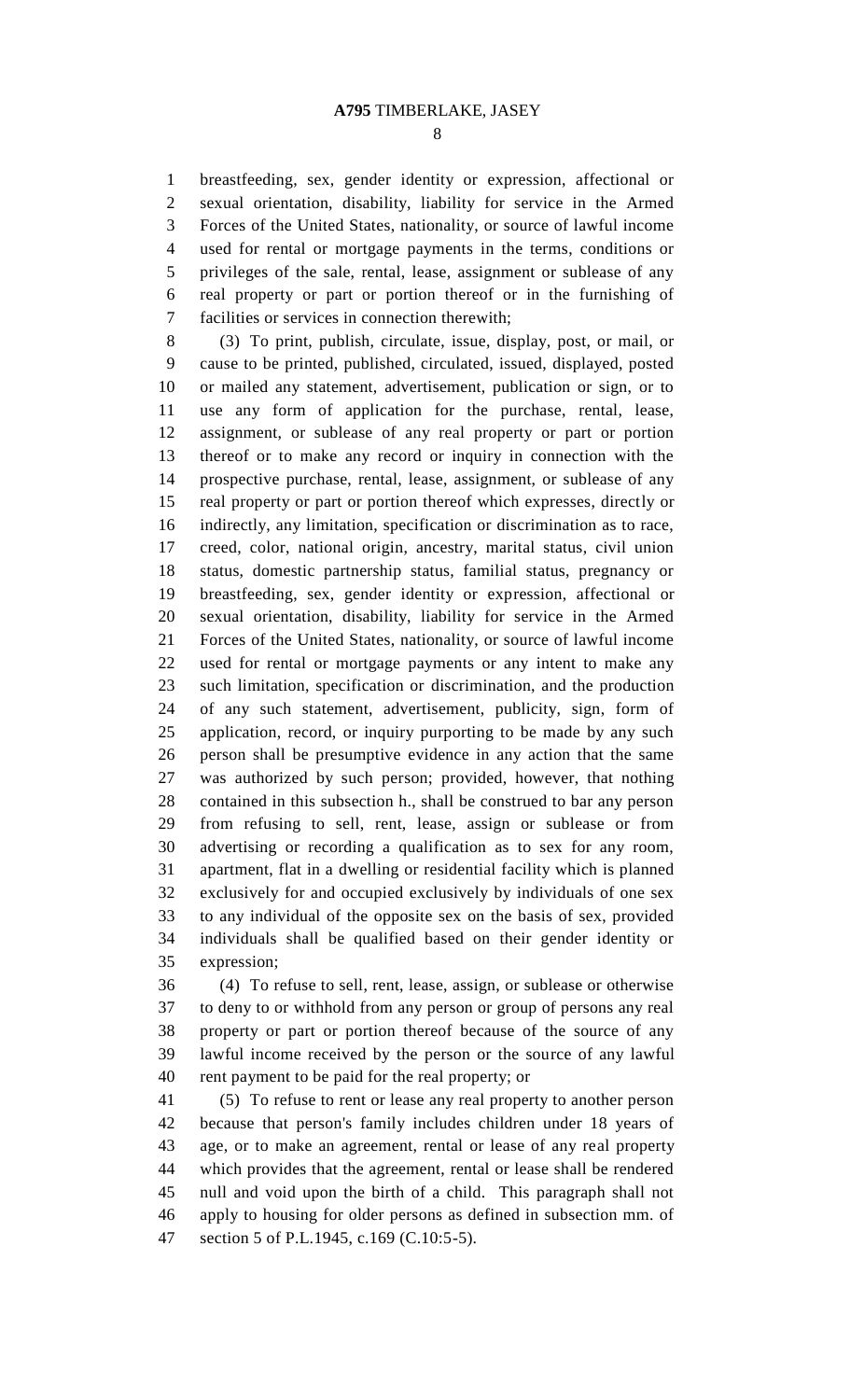breastfeeding, sex, gender identity or expression, affectional or sexual orientation, disability, liability for service in the Armed Forces of the United States, nationality, or source of lawful income used for rental or mortgage payments in the terms, conditions or privileges of the sale, rental, lease, assignment or sublease of any real property or part or portion thereof or in the furnishing of facilities or services in connection therewith;

(3) To print, publish, circulate, issue, display, post, or mail, or cause to be printed, published, circulated, issued, displayed, posted or mailed any statement, advertisement, publication or sign, or to use any form of application for the purchase, rental, lease, assignment, or sublease of any real property or part or portion thereof or to make any record or inquiry in connection with the prospective purchase, rental, lease, assignment, or sublease of any real property or part or portion thereof which expresses, directly or indirectly, any limitation, specification or discrimination as to race, creed, color, national origin, ancestry, marital status, civil union status, domestic partnership status, familial status, pregnancy or breastfeeding, sex, gender identity or expression, affectional or sexual orientation, disability, liability for service in the Armed Forces of the United States, nationality, or source of lawful income used for rental or mortgage payments or any intent to make any such limitation, specification or discrimination, and the production of any such statement, advertisement, publicity, sign, form of application, record, or inquiry purporting to be made by any such person shall be presumptive evidence in any action that the same was authorized by such person; provided, however, that nothing contained in this subsection h., shall be construed to bar any person from refusing to sell, rent, lease, assign or sublease or from advertising or recording a qualification as to sex for any room, apartment, flat in a dwelling or residential facility which is planned exclusively for and occupied exclusively by individuals of one sex to any individual of the opposite sex on the basis of sex, provided individuals shall be qualified based on their gender identity or expression;

(4) To refuse to sell, rent, lease, assign, or sublease or otherwise to deny to or withhold from any person or group of persons any real property or part or portion thereof because of the source of any lawful income received by the person or the source of any lawful rent payment to be paid for the real property; or

(5) To refuse to rent or lease any real property to another person because that person's family includes children under 18 years of age, or to make an agreement, rental or lease of any real property which provides that the agreement, rental or lease shall be rendered null and void upon the birth of a child. This paragraph shall not apply to housing for older persons as defined in subsection mm. of section 5 of P.L.1945, c.169 (C.10:5-5).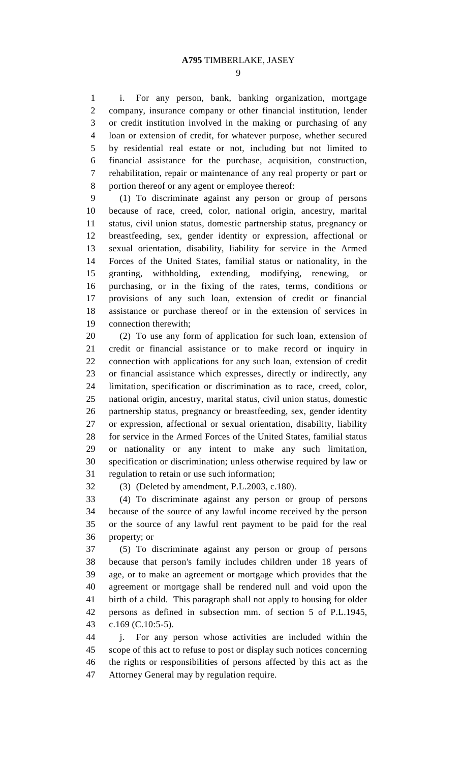i. For any person, bank, banking organization, mortgage company, insurance company or other financial institution, lender or credit institution involved in the making or purchasing of any loan or extension of credit, for whatever purpose, whether secured by residential real estate or not, including but not limited to financial assistance for the purchase, acquisition, construction, rehabilitation, repair or maintenance of any real property or part or portion thereof or any agent or employee thereof:

(1) To discriminate against any person or group of persons because of race, creed, color, national origin, ancestry, marital status, civil union status, domestic partnership status, pregnancy or breastfeeding, sex, gender identity or expression, affectional or sexual orientation, disability, liability for service in the Armed Forces of the United States, familial status or nationality, in the granting, withholding, extending, modifying, renewing, or purchasing, or in the fixing of the rates, terms, conditions or provisions of any such loan, extension of credit or financial assistance or purchase thereof or in the extension of services in connection therewith;

(2) To use any form of application for such loan, extension of credit or financial assistance or to make record or inquiry in connection with applications for any such loan, extension of credit or financial assistance which expresses, directly or indirectly, any limitation, specification or discrimination as to race, creed, color, national origin, ancestry, marital status, civil union status, domestic partnership status, pregnancy or breastfeeding, sex, gender identity or expression, affectional or sexual orientation, disability, liability for service in the Armed Forces of the United States, familial status or nationality or any intent to make any such limitation, specification or discrimination; unless otherwise required by law or regulation to retain or use such information;

(3) (Deleted by amendment, P.L.2003, c.180).

(4) To discriminate against any person or group of persons because of the source of any lawful income received by the person or the source of any lawful rent payment to be paid for the real property; or

(5) To discriminate against any person or group of persons because that person's family includes children under 18 years of age, or to make an agreement or mortgage which provides that the agreement or mortgage shall be rendered null and void upon the birth of a child. This paragraph shall not apply to housing for older persons as defined in subsection mm. of section 5 of P.L.1945, c.169 (C.10:5-5).

j. For any person whose activities are included within the scope of this act to refuse to post or display such notices concerning the rights or responsibilities of persons affected by this act as the Attorney General may by regulation require.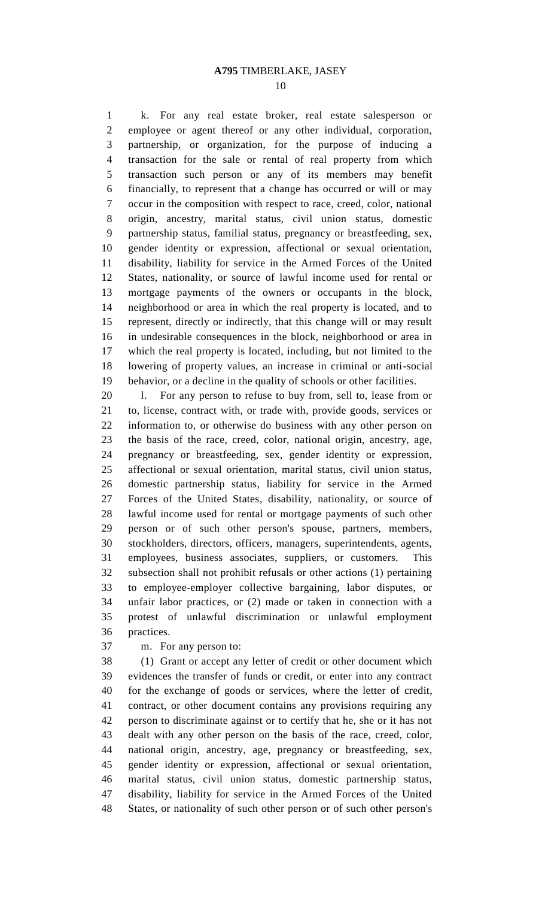k. For any real estate broker, real estate salesperson or employee or agent thereof or any other individual, corporation, partnership, or organization, for the purpose of inducing a transaction for the sale or rental of real property from which transaction such person or any of its members may benefit financially, to represent that a change has occurred or will or may occur in the composition with respect to race, creed, color, national origin, ancestry, marital status, civil union status, domestic partnership status, familial status, pregnancy or breastfeeding, sex, gender identity or expression, affectional or sexual orientation, disability, liability for service in the Armed Forces of the United States, nationality, or source of lawful income used for rental or mortgage payments of the owners or occupants in the block, neighborhood or area in which the real property is located, and to represent, directly or indirectly, that this change will or may result in undesirable consequences in the block, neighborhood or area in which the real property is located, including, but not limited to the lowering of property values, an increase in criminal or anti-social behavior, or a decline in the quality of schools or other facilities.

l. For any person to refuse to buy from, sell to, lease from or to, license, contract with, or trade with, provide goods, services or information to, or otherwise do business with any other person on the basis of the race, creed, color, national origin, ancestry, age, pregnancy or breastfeeding, sex, gender identity or expression, affectional or sexual orientation, marital status, civil union status, domestic partnership status, liability for service in the Armed Forces of the United States, disability, nationality, or source of lawful income used for rental or mortgage payments of such other person or of such other person's spouse, partners, members, stockholders, directors, officers, managers, superintendents, agents, employees, business associates, suppliers, or customers. This subsection shall not prohibit refusals or other actions (1) pertaining to employee-employer collective bargaining, labor disputes, or unfair labor practices, or (2) made or taken in connection with a protest of unlawful discrimination or unlawful employment practices.

m. For any person to:

(1) Grant or accept any letter of credit or other document which evidences the transfer of funds or credit, or enter into any contract for the exchange of goods or services, where the letter of credit, contract, or other document contains any provisions requiring any person to discriminate against or to certify that he, she or it has not dealt with any other person on the basis of the race, creed, color, national origin, ancestry, age, pregnancy or breastfeeding, sex, gender identity or expression, affectional or sexual orientation, marital status, civil union status, domestic partnership status, disability, liability for service in the Armed Forces of the United States, or nationality of such other person or of such other person's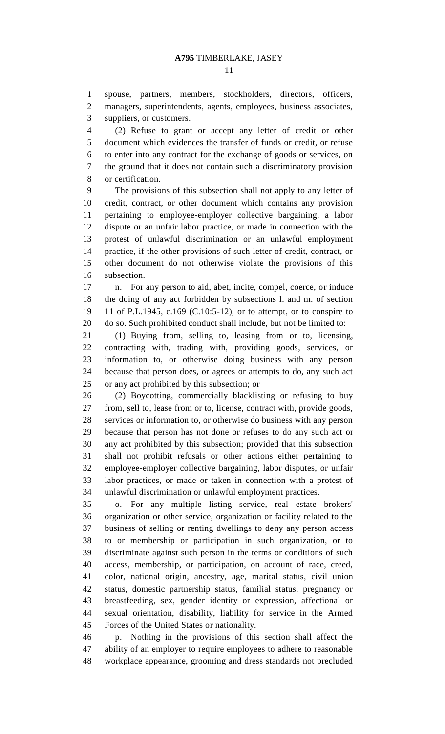spouse, partners, members, stockholders, directors, officers, managers, superintendents, agents, employees, business associates, suppliers, or customers.

(2) Refuse to grant or accept any letter of credit or other document which evidences the transfer of funds or credit, or refuse to enter into any contract for the exchange of goods or services, on the ground that it does not contain such a discriminatory provision or certification.

The provisions of this subsection shall not apply to any letter of credit, contract, or other document which contains any provision pertaining to employee-employer collective bargaining, a labor dispute or an unfair labor practice, or made in connection with the protest of unlawful discrimination or an unlawful employment practice, if the other provisions of such letter of credit, contract, or other document do not otherwise violate the provisions of this subsection.

n. For any person to aid, abet, incite, compel, coerce, or induce the doing of any act forbidden by subsections l. and m. of section 11 of P.L.1945, c.169 (C.10:5-12), or to attempt, or to conspire to do so. Such prohibited conduct shall include, but not be limited to:

(1) Buying from, selling to, leasing from or to, licensing, contracting with, trading with, providing goods, services, or information to, or otherwise doing business with any person because that person does, or agrees or attempts to do, any such act or any act prohibited by this subsection; or

(2) Boycotting, commercially blacklisting or refusing to buy from, sell to, lease from or to, license, contract with, provide goods, services or information to, or otherwise do business with any person because that person has not done or refuses to do any such act or any act prohibited by this subsection; provided that this subsection shall not prohibit refusals or other actions either pertaining to employee-employer collective bargaining, labor disputes, or unfair labor practices, or made or taken in connection with a protest of unlawful discrimination or unlawful employment practices.

o. For any multiple listing service, real estate brokers' organization or other service, organization or facility related to the business of selling or renting dwellings to deny any person access to or membership or participation in such organization, or to discriminate against such person in the terms or conditions of such access, membership, or participation, on account of race, creed, color, national origin, ancestry, age, marital status, civil union status, domestic partnership status, familial status, pregnancy or breastfeeding, sex, gender identity or expression, affectional or sexual orientation, disability, liability for service in the Armed Forces of the United States or nationality.

p. Nothing in the provisions of this section shall affect the ability of an employer to require employees to adhere to reasonable workplace appearance, grooming and dress standards not precluded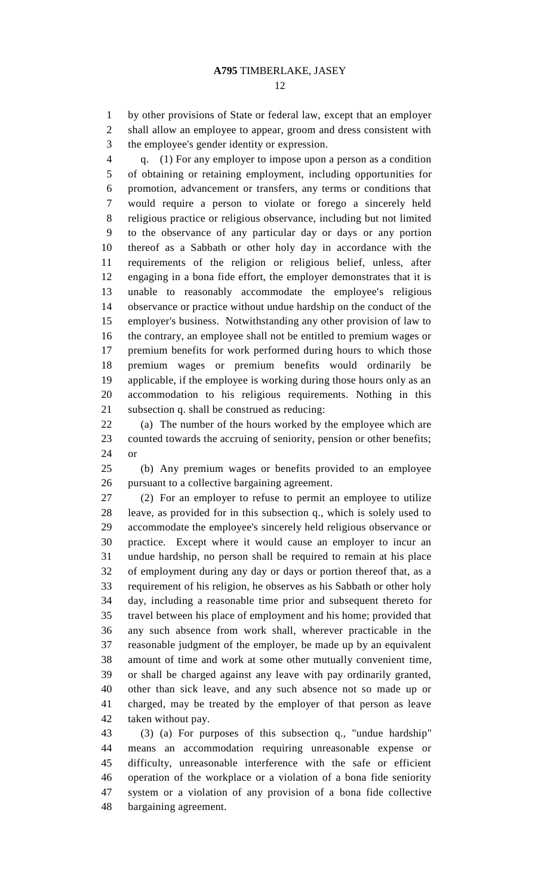by other provisions of State or federal law, except that an employer shall allow an employee to appear, groom and dress consistent with the employee's gender identity or expression.

q. (1) For any employer to impose upon a person as a condition of obtaining or retaining employment, including opportunities for promotion, advancement or transfers, any terms or conditions that would require a person to violate or forego a sincerely held religious practice or religious observance, including but not limited to the observance of any particular day or days or any portion thereof as a Sabbath or other holy day in accordance with the requirements of the religion or religious belief, unless, after engaging in a bona fide effort, the employer demonstrates that it is unable to reasonably accommodate the employee's religious observance or practice without undue hardship on the conduct of the employer's business. Notwithstanding any other provision of law to the contrary, an employee shall not be entitled to premium wages or premium benefits for work performed during hours to which those premium wages or premium benefits would ordinarily be applicable, if the employee is working during those hours only as an accommodation to his religious requirements. Nothing in this subsection q. shall be construed as reducing:

(a) The number of the hours worked by the employee which are counted towards the accruing of seniority, pension or other benefits; or

(b) Any premium wages or benefits provided to an employee pursuant to a collective bargaining agreement.

(2) For an employer to refuse to permit an employee to utilize leave, as provided for in this subsection q., which is solely used to accommodate the employee's sincerely held religious observance or practice. Except where it would cause an employer to incur an undue hardship, no person shall be required to remain at his place of employment during any day or days or portion thereof that, as a requirement of his religion, he observes as his Sabbath or other holy day, including a reasonable time prior and subsequent thereto for travel between his place of employment and his home; provided that any such absence from work shall, wherever practicable in the reasonable judgment of the employer, be made up by an equivalent amount of time and work at some other mutually convenient time, or shall be charged against any leave with pay ordinarily granted, other than sick leave, and any such absence not so made up or charged, may be treated by the employer of that person as leave taken without pay.

(3) (a) For purposes of this subsection q., "undue hardship" means an accommodation requiring unreasonable expense or difficulty, unreasonable interference with the safe or efficient operation of the workplace or a violation of a bona fide seniority system or a violation of any provision of a bona fide collective bargaining agreement.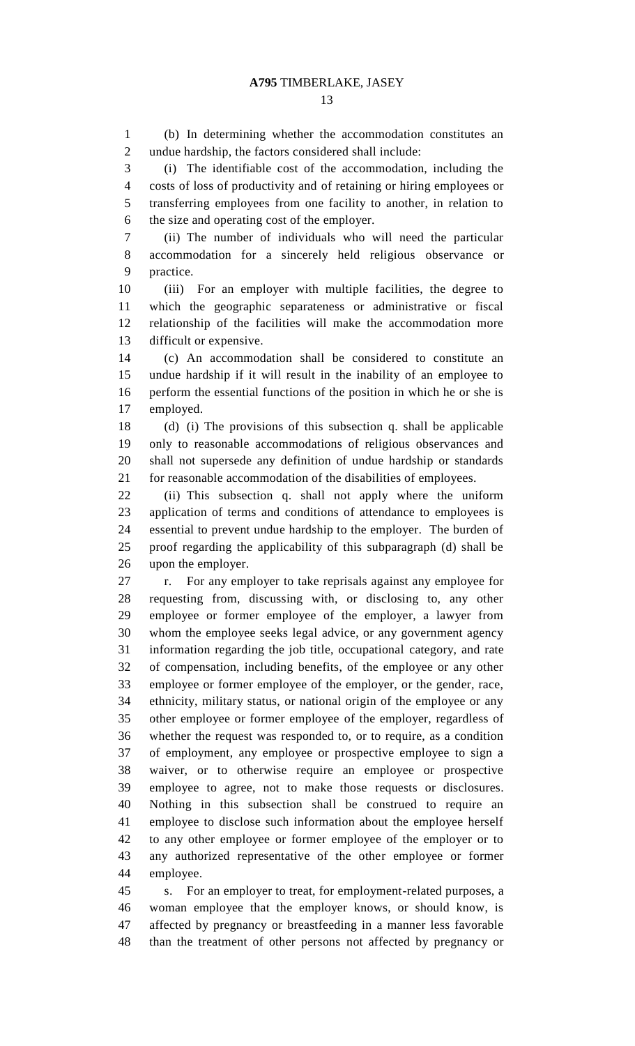(b) In determining whether the accommodation constitutes an undue hardship, the factors considered shall include:

(i) The identifiable cost of the accommodation, including the costs of loss of productivity and of retaining or hiring employees or transferring employees from one facility to another, in relation to the size and operating cost of the employer.

(ii) The number of individuals who will need the particular accommodation for a sincerely held religious observance or practice.

(iii) For an employer with multiple facilities, the degree to which the geographic separateness or administrative or fiscal relationship of the facilities will make the accommodation more difficult or expensive.

(c) An accommodation shall be considered to constitute an undue hardship if it will result in the inability of an employee to perform the essential functions of the position in which he or she is employed.

(d) (i) The provisions of this subsection q. shall be applicable only to reasonable accommodations of religious observances and shall not supersede any definition of undue hardship or standards for reasonable accommodation of the disabilities of employees.

(ii) This subsection q. shall not apply where the uniform application of terms and conditions of attendance to employees is essential to prevent undue hardship to the employer. The burden of proof regarding the applicability of this subparagraph (d) shall be upon the employer.

r. For any employer to take reprisals against any employee for requesting from, discussing with, or disclosing to, any other employee or former employee of the employer, a lawyer from whom the employee seeks legal advice, or any government agency information regarding the job title, occupational category, and rate of compensation, including benefits, of the employee or any other employee or former employee of the employer, or the gender, race, ethnicity, military status, or national origin of the employee or any other employee or former employee of the employer, regardless of whether the request was responded to, or to require, as a condition of employment, any employee or prospective employee to sign a waiver, or to otherwise require an employee or prospective employee to agree, not to make those requests or disclosures. Nothing in this subsection shall be construed to require an employee to disclose such information about the employee herself to any other employee or former employee of the employer or to any authorized representative of the other employee or former employee.

s. For an employer to treat, for employment-related purposes, a woman employee that the employer knows, or should know, is affected by pregnancy or breastfeeding in a manner less favorable than the treatment of other persons not affected by pregnancy or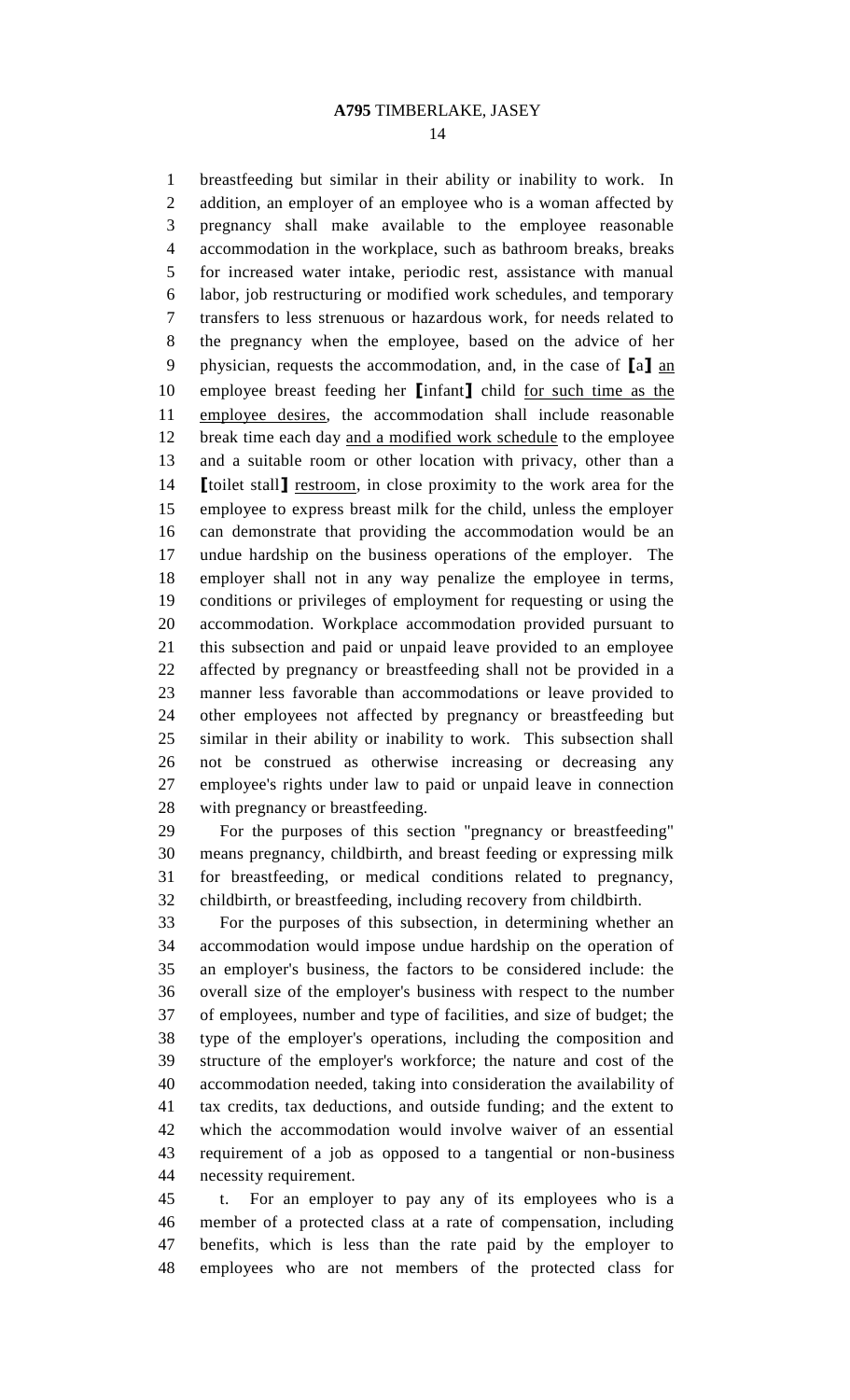breastfeeding but similar in their ability or inability to work. In addition, an employer of an employee who is a woman affected by pregnancy shall make available to the employee reasonable accommodation in the workplace, such as bathroom breaks, breaks for increased water intake, periodic rest, assistance with manual labor, job restructuring or modified work schedules, and temporary transfers to less strenuous or hazardous work, for needs related to the pregnancy when the employee, based on the advice of her physician, requests the accommodation, and, in the case of [a] an employee breast feeding her [infant] child for such time as the employee desires, the accommodation shall include reasonable break time each day and a modified work schedule to the employee and a suitable room or other location with privacy, other than a [toilet stall] restroom, in close proximity to the work area for the employee to express breast milk for the child, unless the employer can demonstrate that providing the accommodation would be an undue hardship on the business operations of the employer. The employer shall not in any way penalize the employee in terms, conditions or privileges of employment for requesting or using the accommodation. Workplace accommodation provided pursuant to this subsection and paid or unpaid leave provided to an employee affected by pregnancy or breastfeeding shall not be provided in a manner less favorable than accommodations or leave provided to other employees not affected by pregnancy or breastfeeding but similar in their ability or inability to work. This subsection shall not be construed as otherwise increasing or decreasing any employee's rights under law to paid or unpaid leave in connection with pregnancy or breastfeeding.

For the purposes of this section "pregnancy or breastfeeding" means pregnancy, childbirth, and breast feeding or expressing milk for breastfeeding, or medical conditions related to pregnancy, childbirth, or breastfeeding, including recovery from childbirth.

For the purposes of this subsection, in determining whether an accommodation would impose undue hardship on the operation of an employer's business, the factors to be considered include: the overall size of the employer's business with respect to the number of employees, number and type of facilities, and size of budget; the type of the employer's operations, including the composition and structure of the employer's workforce; the nature and cost of the accommodation needed, taking into consideration the availability of tax credits, tax deductions, and outside funding; and the extent to which the accommodation would involve waiver of an essential requirement of a job as opposed to a tangential or non-business necessity requirement.

t. For an employer to pay any of its employees who is a member of a protected class at a rate of compensation, including benefits, which is less than the rate paid by the employer to employees who are not members of the protected class for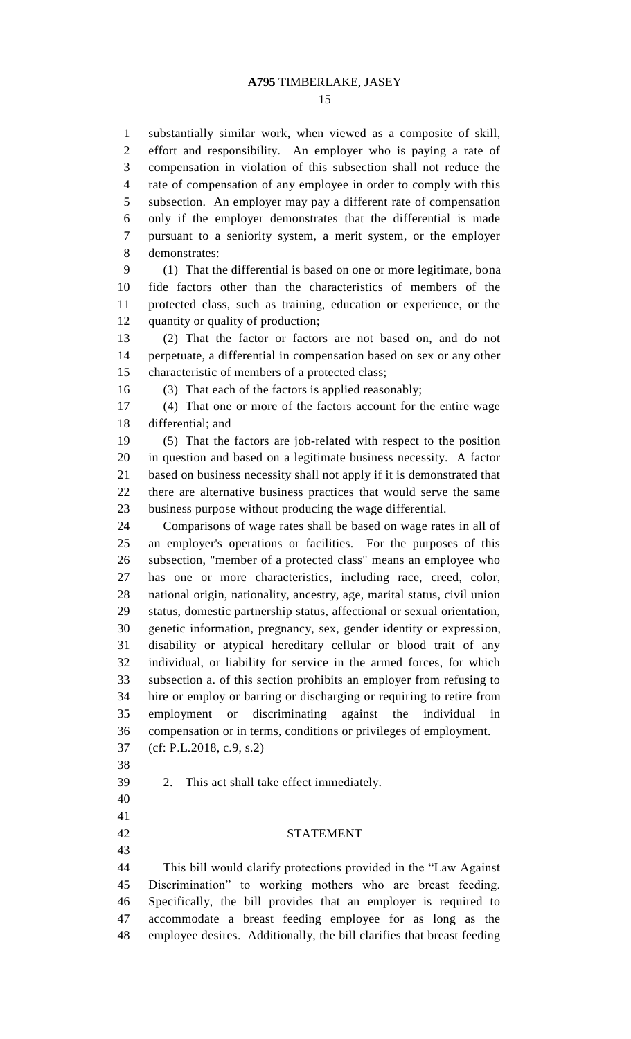substantially similar work, when viewed as a composite of skill, effort and responsibility. An employer who is paying a rate of compensation in violation of this subsection shall not reduce the rate of compensation of any employee in order to comply with this subsection. An employer may pay a different rate of compensation only if the employer demonstrates that the differential is made pursuant to a seniority system, a merit system, or the employer demonstrates:

(1) That the differential is based on one or more legitimate, bona fide factors other than the characteristics of members of the protected class, such as training, education or experience, or the quantity or quality of production;

(2) That the factor or factors are not based on, and do not perpetuate, a differential in compensation based on sex or any other characteristic of members of a protected class;

(3) That each of the factors is applied reasonably;

(4) That one or more of the factors account for the entire wage differential; and

(5) That the factors are job-related with respect to the position in question and based on a legitimate business necessity. A factor based on business necessity shall not apply if it is demonstrated that there are alternative business practices that would serve the same business purpose without producing the wage differential.

Comparisons of wage rates shall be based on wage rates in all of an employer's operations or facilities. For the purposes of this subsection, "member of a protected class" means an employee who has one or more characteristics, including race, creed, color, national origin, nationality, ancestry, age, marital status, civil union status, domestic partnership status, affectional or sexual orientation, genetic information, pregnancy, sex, gender identity or expression, disability or atypical hereditary cellular or blood trait of any individual, or liability for service in the armed forces, for which subsection a. of this section prohibits an employer from refusing to hire or employ or barring or discharging or requiring to retire from employment or discriminating against the individual in compensation or in terms, conditions or privileges of employment.

(cf: P.L.2018, c.9, s.2)

2. This act shall take effect immediately.

## STATEMENT

This bill would clarify protections provided in the "Law Against Discrimination" to working mothers who are breast feeding. Specifically, the bill provides that an employer is required to accommodate a breast feeding employee for as long as the employee desires. Additionally, the bill clarifies that breast feeding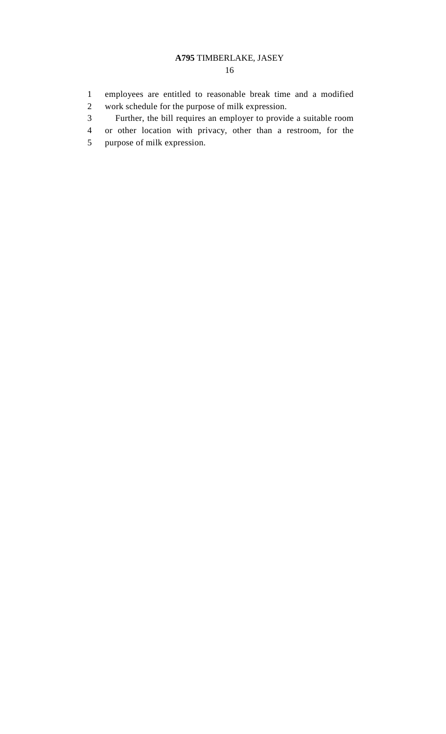employees are entitled to reasonable break time and a modified work schedule for the purpose of milk expression.

Further, the bill requires an employer to provide a suitable room or other location with privacy, other than a restroom, for the purpose of milk expression.